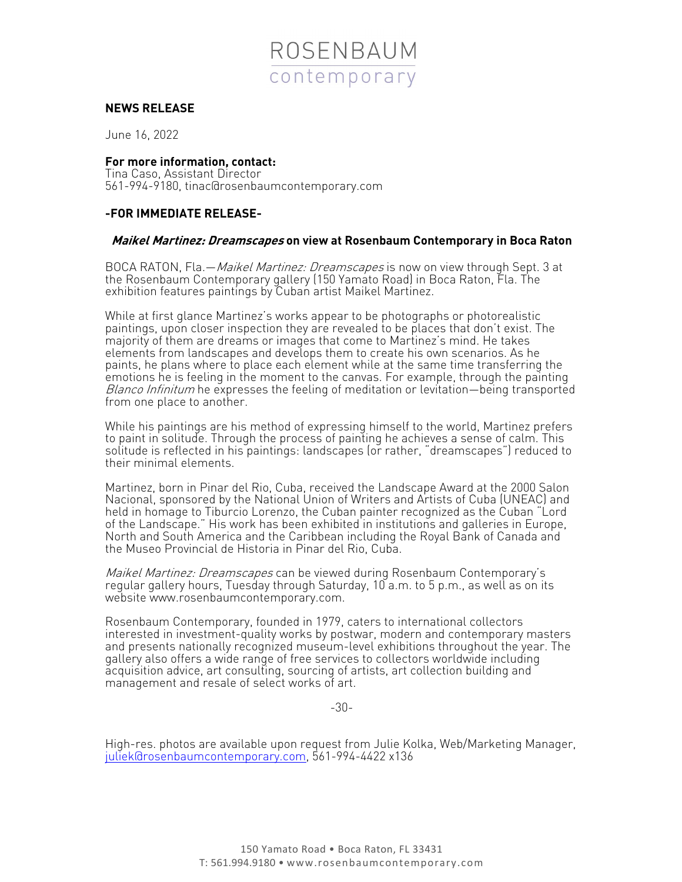ROSENBAUM
contemporary

**NEWS RELEASE**

June 16, 2022

**For more information, contact:**
Tina Caso, Assistant Director
561-994-9180, tinac@rosenbaumcontemporary.com

**-FOR IMMEDIATE RELEASE-**

## ***Maikel Martinez: Dreamscapes*** **on view at Rosenbaum Contemporary in Boca Raton**

BOCA RATON, Fla.—*Maikel Martinez: Dreamscapes* is now on view through Sept. 3 at the Rosenbaum Contemporary gallery (150 Yamato Road) in Boca Raton, Fla. The exhibition features paintings by Cuban artist Maikel Martinez.

While at first glance Martinez's works appear to be photographs or photorealistic paintings, upon closer inspection they are revealed to be places that don't exist. The majority of them are dreams or images that come to Martinez's mind. He takes elements from landscapes and develops them to create his own scenarios. As he paints, he plans where to place each element while at the same time transferring the emotions he is feeling in the moment to the canvas. For example, through the painting *Blanco Infinitum* he expresses the feeling of meditation or levitation—being transported from one place to another.

While his paintings are his method of expressing himself to the world, Martinez prefers to paint in solitude. Through the process of painting he achieves a sense of calm. This solitude is reflected in his paintings: landscapes (or rather, "dreamscapes") reduced to their minimal elements.

Martinez, born in Pinar del Rio, Cuba, received the Landscape Award at the 2000 Salon Nacional, sponsored by the National Union of Writers and Artists of Cuba (UNEAC) and held in homage to Tiburcio Lorenzo, the Cuban painter recognized as the Cuban "Lord of the Landscape." His work has been exhibited in institutions and galleries in Europe, North and South America and the Caribbean including the Royal Bank of Canada and the Museo Provincial de Historia in Pinar del Rio, Cuba.

*Maikel Martinez: Dreamscapes* can be viewed during Rosenbaum Contemporary's regular gallery hours, Tuesday through Saturday, 10 a.m. to 5 p.m., as well as on its website www.rosenbaumcontemporary.com.

Rosenbaum Contemporary, founded in 1979, caters to international collectors interested in investment-quality works by postwar, modern and contemporary masters and presents nationally recognized museum-level exhibitions throughout the year. The gallery also offers a wide range of free services to collectors worldwide including acquisition advice, art consulting, sourcing of artists, art collection building and management and resale of select works of art.

-30-

High-res. photos are available upon request from Julie Kolka, Web/Marketing Manager, juliek@rosenbaumcontemporary.com, 561-994-4422 x136

150 Yamato Road • Boca Raton, FL 33431
T: 561.994.9180 • www.rosenbaumcontemporary.com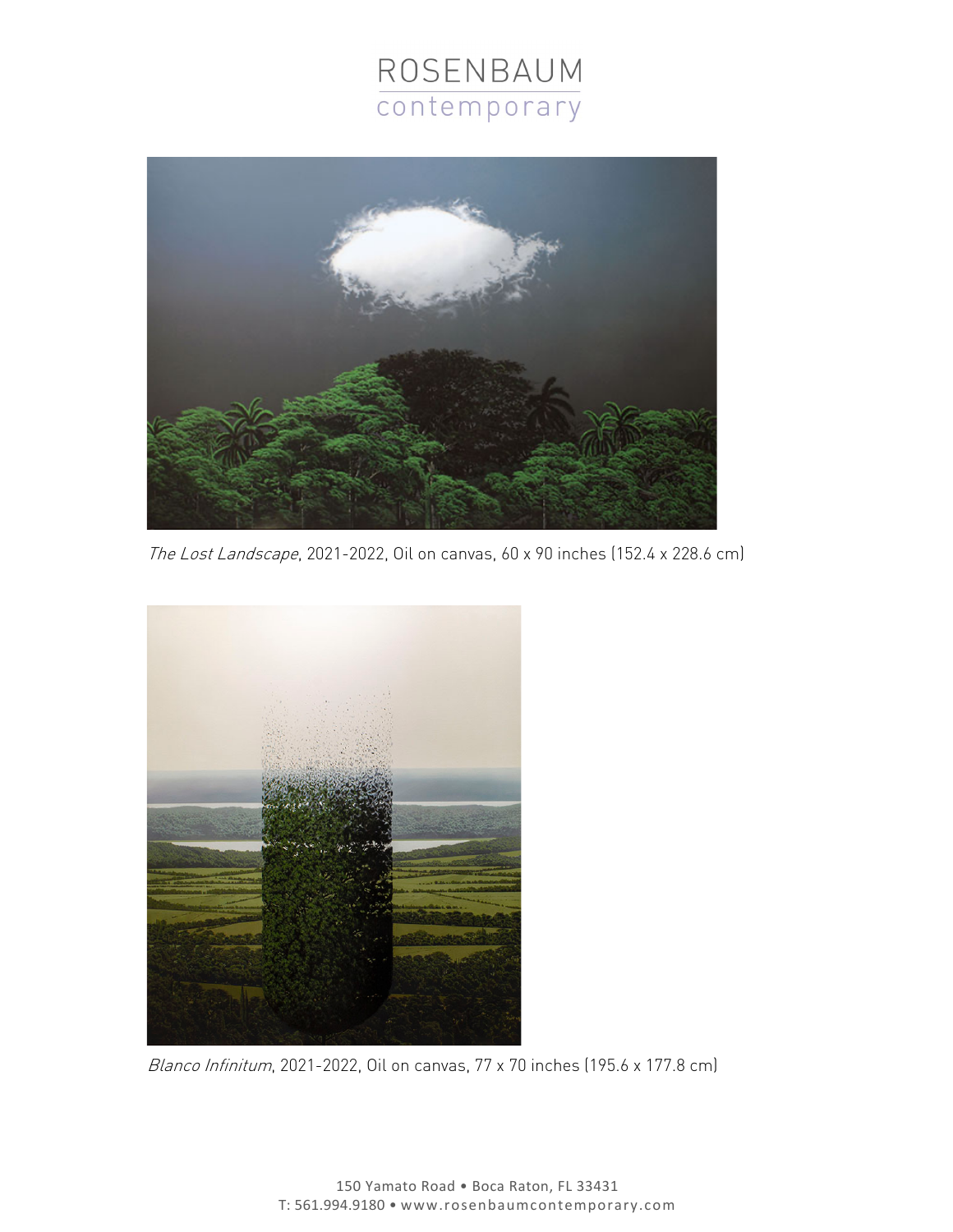*The Lost Landscape*, 2021-2022, Oil on canvas, 60 x 90 inches (152.4 x 228.6 cm)

*Blanco Infinitum*, 2021-2022, Oil on canvas, 77 x 70 inches (195.6 x 177.8 cm)